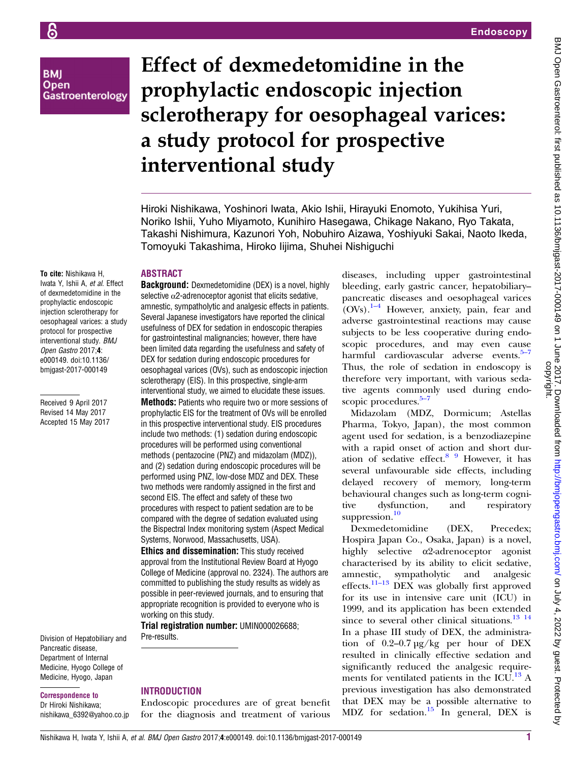# Effect of dexmedetomidine in the prophylactic endoscopic injection sclerotherapy for oesophageal varices: a study protocol for prospective interventional study

Hiroki Nishikawa, Yoshinori Iwata, Akio Ishii, Hirayuki Enomoto, Yukihisa Yuri, Noriko Ishii, Yuho Miyamoto, Kunihiro Hasegawa, Chikage Nakano, Ryo Takata, Takashi Nishimura, Kazunori Yoh, Nobuhiro Aizawa, Yoshiyuki Sakai, Naoto Ikeda, Tomoyuki Takashima, Hiroko Iijima, Shuhei Nishiguchi

**To cite:** Nishikawa H, Iwata Y, Ishii A, *et al.* Effect of dexmedetomidine in the prophylactic endoscopic injection sclerotherapy for oesophageal varices: a study protocol for prospective interventional study. *BMJ Open Gastro* 2017;**4**: e000149. doi:10.1136/bmjgast-2017-000149

Received 9 April 2017
Revised 14 May 2017
Accepted 15 May 2017

Division of Hepatobiliary and Pancreatic disease, Department of Internal Medicine, Hyogo College of Medicine, Hyogo, Japan

**Correspondence to**
Dr Hiroki Nishikawa; nishikawa_6392@yahoo.co.jp

## ABSTRACT

**Background:** Dexmedetomidine (DEX) is a novel, highly selective α2-adrenoceptor agonist that elicits sedative, amnestic, sympatholytic and analgesic effects in patients. Several Japanese investigators have reported the clinical usefulness of DEX for sedation in endoscopic therapies for gastrointestinal malignancies; however, there have been limited data regarding the usefulness and safety of DEX for sedation during endoscopic procedures for oesophageal varices (OVs), such as endoscopic injection sclerotherapy (EIS). In this prospective, single-arm interventional study, we aimed to elucidate these issues.

**Methods:** Patients who require two or more sessions of prophylactic EIS for the treatment of OVs will be enrolled in this prospective interventional study. EIS procedures include two methods: (1) sedation during endoscopic procedures will be performed using conventional methods (pentazocine (PNZ) and midazolam (MDZ)), and (2) sedation during endoscopic procedures will be performed using PNZ, low-dose MDZ and DEX. These two methods were randomly assigned in the first and second EIS. The effect and safety of these two procedures with respect to patient sedation are to be compared with the degree of sedation evaluated using the Bispectral Index monitoring system (Aspect Medical Systems, Norwood, Massachusetts, USA).

**Ethics and dissemination:** This study received approval from the Institutional Review Board at Hyogo College of Medicine (approval no. 2324). The authors are committed to publishing the study results as widely as possible in peer-reviewed journals, and to ensuring that appropriate recognition is provided to everyone who is working on this study.

**Trial registration number:** UMIN000026688; Pre-results.

## INTRODUCTION

Endoscopic procedures are of great benefit for the diagnosis and treatment of various diseases, including upper gastrointestinal bleeding, early gastric cancer, hepatobiliary–pancreatic diseases and oesophageal varices (OVs).[1–4] However, anxiety, pain, fear and adverse gastrointestinal reactions may cause subjects to be less cooperative during endoscopic procedures, and may even cause harmful cardiovascular adverse events.[5–7] Thus, the role of sedation in endoscopy is therefore very important, with various sedative agents commonly used during endoscopic procedures.[5–7]

Midazolam (MDZ, Dormicum; Astellas Pharma, Tokyo, Japan), the most common agent used for sedation, is a benzodiazepine with a rapid onset of action and short duration of sedative effect.[8 9] However, it has several unfavourable side effects, including delayed recovery of memory, long-term behavioural changes such as long-term cognitive dysfunction, and respiratory suppression.[10]

Dexmedetomidine (DEX, Precedex; Hospira Japan Co., Osaka, Japan) is a novel, highly selective α2-adrenoceptor agonist characterised by its ability to elicit sedative, amnestic, sympatholytic and analgesic effects.[11–13] DEX was globally first approved for its use in intensive care unit (ICU) in 1999, and its application has been extended since to several other clinical situations.[13 14] In a phase III study of DEX, the administration of 0.2–0.7 μg/kg per hour of DEX resulted in clinically effective sedation and significantly reduced the analgesic requirements for ventilated patients in the ICU.[13] A previous investigation has also demonstrated that DEX may be a possible alternative to MDZ for sedation.[15] In general, DEX is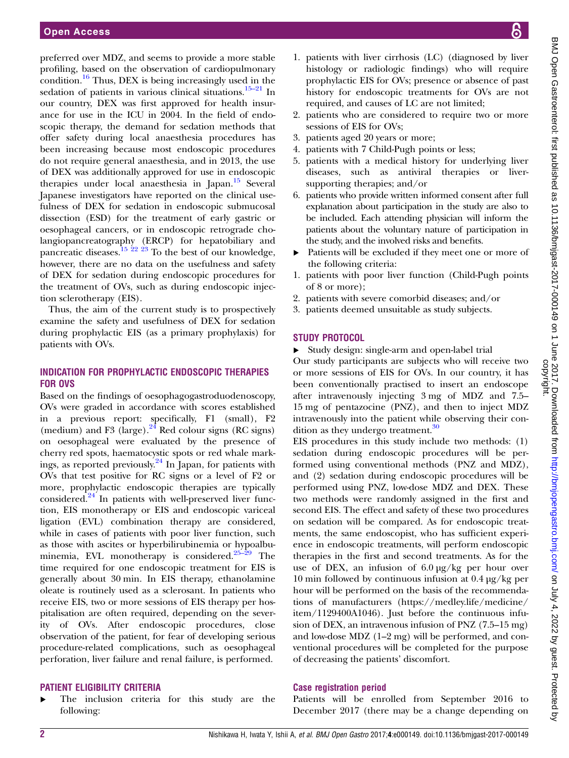preferred over MDZ, and seems to provide a more stable profiling, based on the observation of cardiopulmonary condition.[16] Thus, DEX is being increasingly used in the sedation of patients in various clinical situations.[15–21] In our country, DEX was first approved for health insurance for use in the ICU in 2004. In the field of endoscopic therapy, the demand for sedation methods that offer safety during local anaesthesia procedures has been increasing because most endoscopic procedures do not require general anaesthesia, and in 2013, the use of DEX was additionally approved for use in endoscopic therapies under local anaesthesia in Japan.[15] Several Japanese investigators have reported on the clinical usefulness of DEX for sedation in endoscopic submucosal dissection (ESD) for the treatment of early gastric or oesophageal cancers, or in endoscopic retrograde cholangiopancreatography (ERCP) for hepatobiliary and pancreatic diseases.[15 22 23] To the best of our knowledge, however, there are no data on the usefulness and safety of DEX for sedation during endoscopic procedures for the treatment of OVs, such as during endoscopic injection sclerotherapy (EIS).

Thus, the aim of the current study is to prospectively examine the safety and usefulness of DEX for sedation during prophylactic EIS (as a primary prophylaxis) for patients with OVs.

## INDICATION FOR PROPHYLACTIC ENDOSCOPIC THERAPIES FOR OVS

Based on the findings of oesophagogastroduodenoscopy, OVs were graded in accordance with scores established in a previous report: specifically, F1 (small), F2 (medium) and F3 (large).[24] Red colour signs (RC signs) on oesophageal were evaluated by the presence of cherry red spots, haematocystic spots or red whale markings, as reported previously.[24] In Japan, for patients with OVs that test positive for RC signs or a level of F2 or more, prophylactic endoscopic therapies are typically considered.[24] In patients with well-preserved liver function, EIS monotherapy or EIS and endoscopic variceal ligation (EVL) combination therapy are considered, while in cases of patients with poor liver function, such as those with ascites or hyperbilirubinemia or hypoalbuminemia, EVL monotherapy is considered.[25–29] The time required for one endoscopic treatment for EIS is generally about 30 min. In EIS therapy, ethanolamine oleate is routinely used as a sclerosant. In patients who receive EIS, two or more sessions of EIS therapy per hospitalisation are often required, depending on the severity of OVs. After endoscopic procedures, close observation of the patient, for fear of developing serious procedure-related complications, such as oesophageal perforation, liver failure and renal failure, is performed.

## PATIENT ELIGIBILITY CRITERIA

- The inclusion criteria for this study are the following:

1. patients with liver cirrhosis (LC) (diagnosed by liver histology or radiologic findings) who will require prophylactic EIS for OVs; presence or absence of past history for endoscopic treatments for OVs are not required, and causes of LC are not limited;
2. patients who are considered to require two or more sessions of EIS for OVs;
3. patients aged 20 years or more;
4. patients with 7 Child-Pugh points or less;
5. patients with a medical history for underlying liver diseases, such as antiviral therapies or liver-supporting therapies; and/or
6. patients who provide written informed consent after full explanation about participation in the study are also to be included. Each attending physician will inform the patients about the voluntary nature of participation in the study, and the involved risks and benefits.

- Patients will be excluded if they meet one or more of the following criteria:

1. patients with poor liver function (Child-Pugh points of 8 or more);
2. patients with severe comorbid diseases; and/or
3. patients deemed unsuitable as study subjects.

## STUDY PROTOCOL

- Study design: single-arm and open-label trial

Our study participants are subjects who will receive two or more sessions of EIS for OVs. In our country, it has been conventionally practised to insert an endoscope after intravenously injecting 3 mg of MDZ and 7.5–15 mg of pentazocine (PNZ), and then to inject MDZ intravenously into the patient while observing their condition as they undergo treatment.[30]

EIS procedures in this study include two methods: (1) sedation during endoscopic procedures will be performed using conventional methods (PNZ and MDZ), and (2) sedation during endoscopic procedures will be performed using PNZ, low-dose MDZ and DEX. These two methods were randomly assigned in the first and second EIS. The effect and safety of these two procedures on sedation will be compared. As for endoscopic treatments, the same endoscopist, who has sufficient experience in endoscopic treatments, will perform endoscopic therapies in the first and second treatments. As for the use of DEX, an infusion of 6.0 µg/kg per hour over 10 min followed by continuous infusion at 0.4 µg/kg per hour will be performed on the basis of the recommendations of manufacturers (https://medley.life/medicine/item/1129400A1046). Just before the continuous infusion of DEX, an intravenous infusion of PNZ (7.5–15 mg) and low-dose MDZ (1–2 mg) will be performed, and conventional procedures will be completed for the purpose of decreasing the patients' discomfort.

### Case registration period

Patients will be enrolled from September 2016 to December 2017 (there may be a change depending on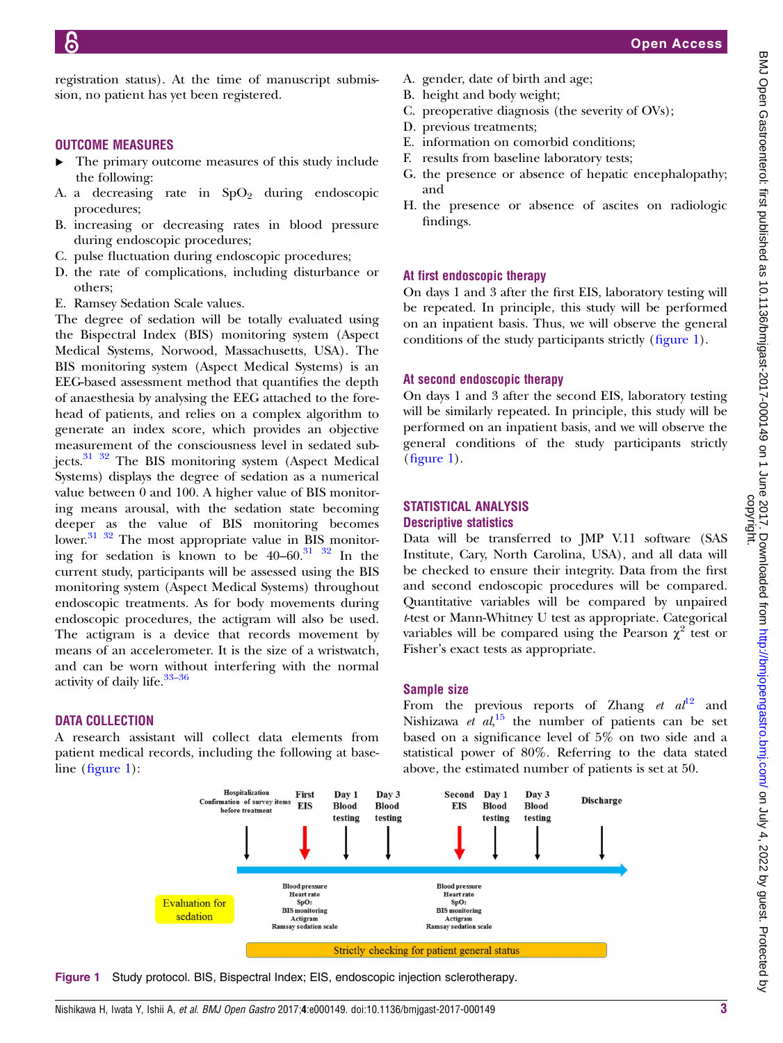registration status). At the time of manuscript submission, no patient has yet been registered.

## OUTCOME MEASURES

- The primary outcome measures of this study include the following:

A. a decreasing rate in $SpO_2$ during endoscopic procedures;
B. increasing or decreasing rates in blood pressure during endoscopic procedures;
C. pulse fluctuation during endoscopic procedures;
D. the rate of complications, including disturbance or others;
E. Ramsey Sedation Scale values.

The degree of sedation will be totally evaluated using the Bispectral Index (BIS) monitoring system (Aspect Medical Systems, Norwood, Massachusetts, USA). The BIS monitoring system (Aspect Medical Systems) is an EEG-based assessment method that quantifies the depth of anaesthesia by analysing the EEG attached to the forehead of patients, and relies on a complex algorithm to generate an index score, which provides an objective measurement of the consciousness level in sedated subjects.[31 32] The BIS monitoring system (Aspect Medical Systems) displays the degree of sedation as a numerical value between 0 and 100. A higher value of BIS monitoring means arousal, with the sedation state becoming deeper as the value of BIS monitoring becomes lower.[31 32] The most appropriate value in BIS monitoring for sedation is known to be 40–60.[31 32] In the current study, participants will be assessed using the BIS monitoring system (Aspect Medical Systems) throughout endoscopic treatments. As for body movements during endoscopic procedures, the actigram will also be used. The actigram is a device that records movement by means of an accelerometer. It is the size of a wristwatch, and can be worn without interfering with the normal activity of daily life.[33–36]

## DATA COLLECTION

A research assistant will collect data elements from patient medical records, including the following at baseline (figure 1):

A. gender, date of birth and age;
B. height and body weight;
C. preoperative diagnosis (the severity of OVs);
D. previous treatments;
E. information on comorbid conditions;
F. results from baseline laboratory tests;
G. the presence or absence of hepatic encephalopathy; and
H. the presence or absence of ascites on radiologic findings.

### At first endoscopic therapy

On days 1 and 3 after the first EIS, laboratory testing will be repeated. In principle, this study will be performed on an inpatient basis. Thus, we will observe the general conditions of the study participants strictly (figure 1).

### At second endoscopic therapy

On days 1 and 3 after the second EIS, laboratory testing will be similarly repeated. In principle, this study will be performed on an inpatient basis, and we will observe the general conditions of the study participants strictly (figure 1).

## STATISTICAL ANALYSIS

### Descriptive statistics

Data will be transferred to JMP V.11 software (SAS Institute, Cary, North Carolina, USA), and all data will be checked to ensure their integrity. Data from the first and second endoscopic procedures will be compared. Quantitative variables will be compared by unpaired *t*-test or Mann-Whitney U test as appropriate. Categorical variables will be compared using the Pearson $\chi^2$ test or Fisher's exact tests as appropriate.

### Sample size

From the previous reports of Zhang *et al*[12] and Nishizawa *et al*,[15] the number of patients can be set based on a significance level of 5% on two side and a statistical power of 80%. Referring to the data stated above, the estimated number of patients is set at 50.

Hospitalization Confirmation of survey items before treatment — First EIS — Day 1 Blood testing — Day 3 Blood testing — Second EIS — Day 1 Blood testing — Day 3 Blood testing — Discharge

Evaluation for sedation: Blood pressure, Heart rate, $SpO_2$, BIS monitoring, Actigram, Ramsay sedation scale (at first and second EIS)

Strictly checking for patient general status

**Figure 1** Study protocol. BIS, Bispectral Index; EIS, endoscopic injection sclerotherapy.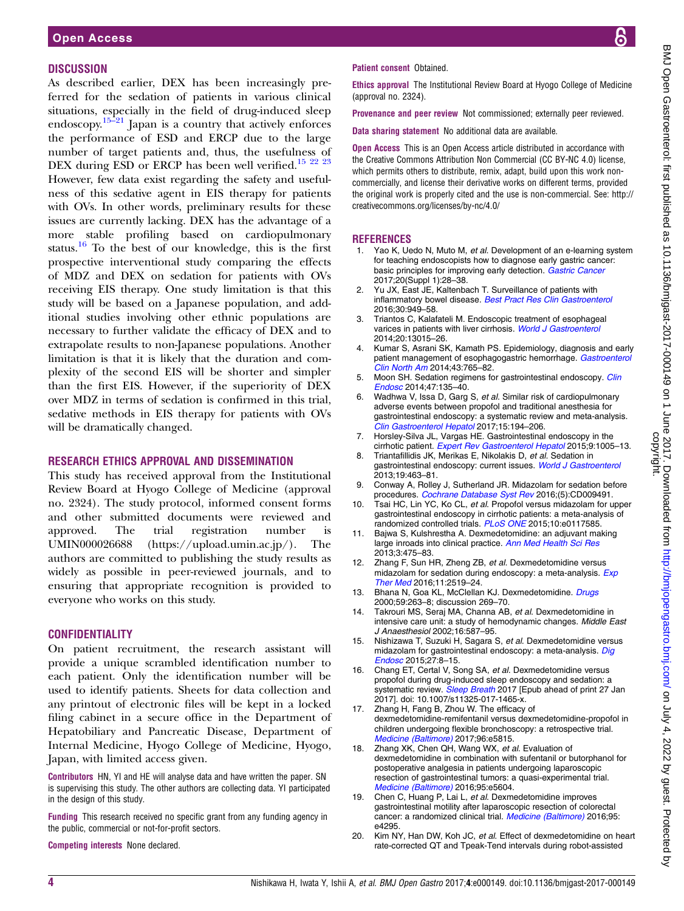## DISCUSSION

As described earlier, DEX has been increasingly preferred for the sedation of patients in various clinical situations, especially in the field of drug-induced sleep endoscopy.[15–21] Japan is a country that actively enforces the performance of ESD and ERCP due to the large number of target patients and, thus, the usefulness of DEX during ESD or ERCP has been well verified.[15 22 23] However, few data exist regarding the safety and usefulness of this sedative agent in EIS therapy for patients with OVs. In other words, preliminary results for these issues are currently lacking. DEX has the advantage of a more stable profiling based on cardiopulmonary status.[16] To the best of our knowledge, this is the first prospective interventional study comparing the effects of MDZ and DEX on sedation for patients with OVs receiving EIS therapy. One study limitation is that this study will be based on a Japanese population, and additional studies involving other ethnic populations are necessary to further validate the efficacy of DEX and to extrapolate results to non-Japanese populations. Another limitation is that it is likely that the duration and complexity of the second EIS will be shorter and simpler than the first EIS. However, if the superiority of DEX over MDZ in terms of sedation is confirmed in this trial, sedative methods in EIS therapy for patients with OVs will be dramatically changed.

## RESEARCH ETHICS APPROVAL AND DISSEMINATION

This study has received approval from the Institutional Review Board at Hyogo College of Medicine (approval no. 2324). The study protocol, informed consent forms and other submitted documents were reviewed and approved. The trial registration number is UMIN000026688 (https://upload.umin.ac.jp/). The authors are committed to publishing the study results as widely as possible in peer-reviewed journals, and to ensuring that appropriate recognition is provided to everyone who works on this study.

## CONFIDENTIALITY

On patient recruitment, the research assistant will provide a unique scrambled identification number to each patient. Only the identification number will be used to identify patients. Sheets for data collection and any printout of electronic files will be kept in a locked filing cabinet in a secure office in the Department of Hepatobiliary and Pancreatic Disease, Department of Internal Medicine, Hyogo College of Medicine, Hyogo, Japan, with limited access given.

**Contributors** HN, YI and HE will analyse data and have written the paper. SN is supervising this study. The other authors are collecting data. YI participated in the design of this study.

**Funding** This research received no specific grant from any funding agency in the public, commercial or not-for-profit sectors.

**Competing interests** None declared.

**Patient consent** Obtained.

**Ethics approval** The Institutional Review Board at Hyogo College of Medicine (approval no. 2324).

**Provenance and peer review** Not commissioned; externally peer reviewed.

**Data sharing statement** No additional data are available.

**Open Access** This is an Open Access article distributed in accordance with the Creative Commons Attribution Non Commercial (CC BY-NC 4.0) license, which permits others to distribute, remix, adapt, build upon this work non-commercially, and license their derivative works on different terms, provided the original work is properly cited and the use is non-commercial. See: http://creativecommons.org/licenses/by-nc/4.0/

## REFERENCES

1. Yao K, Uedo N, Muto M, *et al*. Development of an e-learning system for teaching endoscopists how to diagnose early gastric cancer: basic principles for improving early detection. *Gastric Cancer* 2017;20(Suppl 1):28–38.
2. Yu JX, East JE, Kaltenbach T. Surveillance of patients with inflammatory bowel disease. *Best Pract Res Clin Gastroenterol* 2016;30:949–58.
3. Triantos C, Kalafateli M. Endoscopic treatment of esophageal varices in patients with liver cirrhosis. *World J Gastroenterol* 2014;20:13015–26.
4. Kumar S, Asrani SK, Kamath PS. Epidemiology, diagnosis and early patient management of esophagogastric hemorrhage. *Gastroenterol Clin North Am* 2014;43:765–82.
5. Moon SH. Sedation regimens for gastrointestinal endoscopy. *Clin Endosc* 2014;47:135–40.
6. Wadhwa V, Issa D, Garg S, *et al*. Similar risk of cardiopulmonary adverse events between propofol and traditional anesthesia for gastrointestinal endoscopy: a systematic review and meta-analysis. *Clin Gastroenterol Hepatol* 2017;15:194–206.
7. Horsley-Silva JL, Vargas HE. Gastrointestinal endoscopy in the cirrhotic patient. *Expert Rev Gastroenterol Hepatol* 2015;9:1005–13.
8. Triantafillidis JK, Merikas E, Nikolakis D, *et al*. Sedation in gastrointestinal endoscopy: current issues. *World J Gastroenterol* 2013;19:463–81.
9. Conway A, Rolley J, Sutherland JR. Midazolam for sedation before procedures. *Cochrane Database Syst Rev* 2016;(5):CD009491.
10. Tsai HC, Lin YC, Ko CL, *et al*. Propofol versus midazolam for upper gastrointestinal endoscopy in cirrhotic patients: a meta-analysis of randomized controlled trials. *PLoS ONE* 2015;10:e0117585.
11. Bajwa S, Kulshrestha A. Dexmedetomidine: an adjuvant making large inroads into clinical practice. *Ann Med Health Sci Res* 2013;3:475–83.
12. Zhang F, Sun HR, Zheng ZB, *et al*. Dexmedetomidine versus midazolam for sedation during endoscopy: a meta-analysis. *Exp Ther Med* 2016;11:2519–24.
13. Bhana N, Goa KL, McClellan KJ. Dexmedetomidine. *Drugs* 2000;59:263–8; discussion 269–70.
14. Takrouri MS, Seraj MA, Channa AB, *et al*. Dexmedetomidine in intensive care unit: a study of hemodynamic changes. *Middle East J Anaesthesiol* 2002;16:587–95.
15. Nishizawa T, Suzuki H, Sagara S, *et al*. Dexmedetomidine versus midazolam for gastrointestinal endoscopy: a meta-analysis. *Dig Endosc* 2015;27:8–15.
16. Chang ET, Certal V, Song SA, *et al*. Dexmedetomidine versus propofol during drug-induced sleep endoscopy and sedation: a systematic review. *Sleep Breath* 2017 [Epub ahead of print 27 Jan 2017]. doi: 10.1007/s11325-017-1465-x.
17. Zhang H, Fang B, Zhou W. The efficacy of dexmedetomidine-remifentanil versus dexmedetomidine-propofol in children undergoing flexible bronchoscopy: a retrospective trial. *Medicine (Baltimore)* 2017;96:e5815.
18. Zhang XK, Chen QH, Wang WX, *et al*. Evaluation of dexmedetomidine in combination with sufentanil or butorphanol for postoperative analgesia in patients undergoing laparoscopic resection of gastrointestinal tumors: a quasi-experimental trial. *Medicine (Baltimore)* 2016;95:e5604.
19. Chen C, Huang P, Lai L, *et al*. Dexmedetomidine improves gastrointestinal motility after laparoscopic resection of colorectal cancer: a randomized clinical trial. *Medicine (Baltimore)* 2016;95:e4295.
20. Kim NY, Han DW, Koh JC, *et al*. Effect of dexmedetomidine on heart rate-corrected QT and Tpeak-Tend intervals during robot-assisted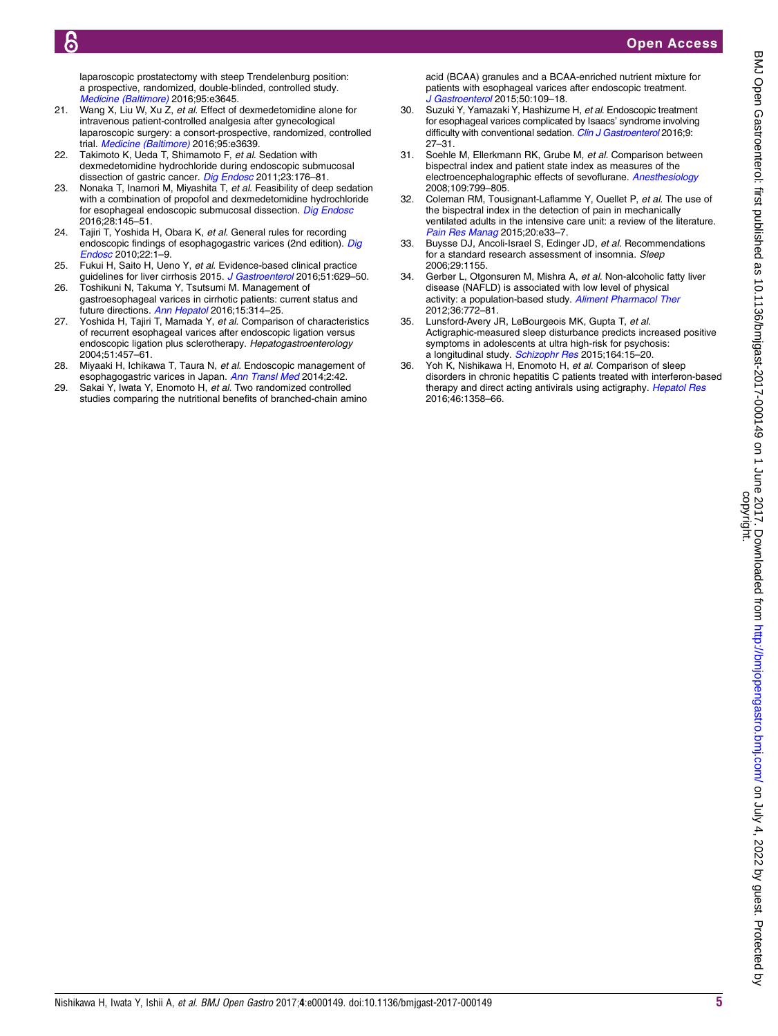laparoscopic prostatectomy with steep Trendelenburg position: a prospective, randomized, double-blinded, controlled study. *Medicine (Baltimore)* 2016;95:e3645.

21. Wang X, Liu W, Xu Z, *et al*. Effect of dexmedetomidine alone for intravenous patient-controlled analgesia after gynecological laparoscopic surgery: a consort-prospective, randomized, controlled trial. *Medicine (Baltimore)* 2016;95:e3639.
22. Takimoto K, Ueda T, Shimamoto F, *et al*. Sedation with dexmedetomidine hydrochloride during endoscopic submucosal dissection of gastric cancer. *Dig Endosc* 2011;23:176–81.
23. Nonaka T, Inamori M, Miyashita T, *et al*. Feasibility of deep sedation with a combination of propofol and dexmedetomidine hydrochloride for esophageal endoscopic submucosal dissection. *Dig Endosc* 2016;28:145–51.
24. Tajiri T, Yoshida H, Obara K, *et al*. General rules for recording endoscopic findings of esophagogastric varices (2nd edition). *Dig Endosc* 2010;22:1–9.
25. Fukui H, Saito H, Ueno Y, *et al*. Evidence-based clinical practice guidelines for liver cirrhosis 2015. *J Gastroenterol* 2016;51:629–50.
26. Toshikuni N, Takuma Y, Tsutsumi M. Management of gastroesophageal varices in cirrhotic patients: current status and future directions. *Ann Hepatol* 2016;15:314–25.
27. Yoshida H, Tajiri T, Mamada Y, *et al*. Comparison of characteristics of recurrent esophageal varices after endoscopic ligation versus endoscopic ligation plus sclerotherapy. *Hepatogastroenterology* 2004;51:457–61.
28. Miyaaki H, Ichikawa T, Taura N, *et al*. Endoscopic management of esophagogastric varices in Japan. *Ann Transl Med* 2014;2:42.
29. Sakai Y, Iwata Y, Enomoto H, *et al*. Two randomized controlled studies comparing the nutritional benefits of branched-chain amino acid (BCAA) granules and a BCAA-enriched nutrient mixture for patients with esophageal varices after endoscopic treatment. *J Gastroenterol* 2015;50:109–18.
30. Suzuki Y, Yamazaki Y, Hashizume H, *et al*. Endoscopic treatment for esophageal varices complicated by Isaacs' syndrome involving difficulty with conventional sedation. *Clin J Gastroenterol* 2016;9:27–31.
31. Soehle M, Ellerkmann RK, Grube M, *et al*. Comparison between bispectral index and patient state index as measures of the electroencephalographic effects of sevoflurane. *Anesthesiology* 2008;109:799–805.
32. Coleman RM, Tousignant-Laflamme Y, Ouellet P, *et al*. The use of the bispectral index in the detection of pain in mechanically ventilated adults in the intensive care unit: a review of the literature. *Pain Res Manag* 2015;20:e33–7.
33. Buysse DJ, Ancoli-Israel S, Edinger JD, *et al*. Recommendations for a standard research assessment of insomnia. *Sleep* 2006;29:1155.
34. Gerber L, Otgonsuren M, Mishra A, *et al*. Non-alcoholic fatty liver disease (NAFLD) is associated with low level of physical activity: a population-based study. *Aliment Pharmacol Ther* 2012;36:772–81.
35. Lunsford-Avery JR, LeBourgeois MK, Gupta T, *et al*. Actigraphic-measured sleep disturbance predicts increased positive symptoms in adolescents at ultra high-risk for psychosis: a longitudinal study. *Schizophr Res* 2015;164:15–20.
36. Yoh K, Nishikawa H, Enomoto H, *et al*. Comparison of sleep disorders in chronic hepatitis C patients treated with interferon-based therapy and direct acting antivirals using actigraphy. *Hepatol Res* 2016;46:1358–66.